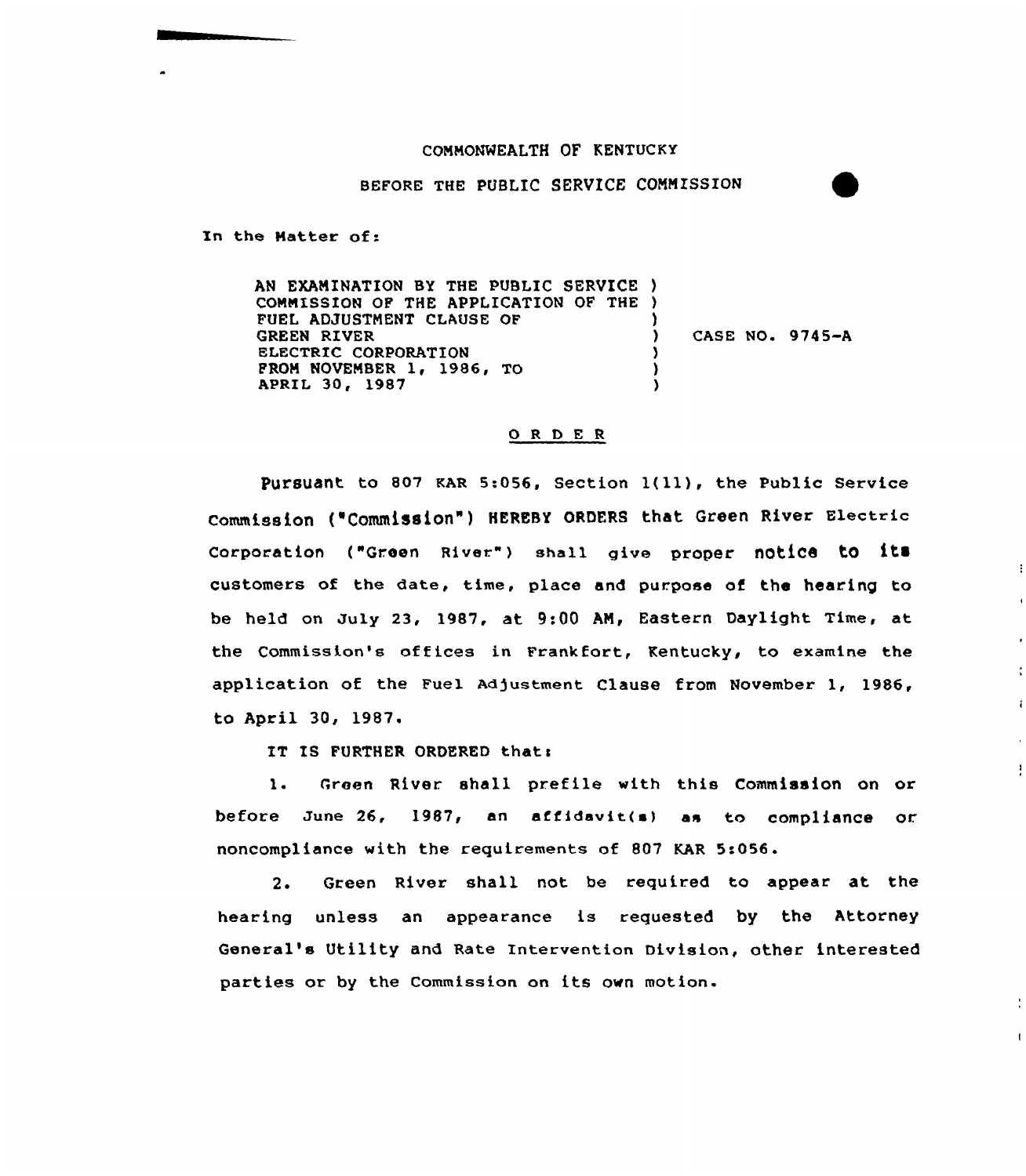COMMONWEALTH OF KENTUCKY

BEFORE THE PUBLIC SERVICE COMMISSION

In the Matter of:

| | | |
|---|---|---|
| AN EXAMINATION BY THE PUBLIC SERVICE COMMISSION OF THE APPLICATION OF THE FUEL ADJUSTMENT CLAUSE OF GREEN RIVER ELECTRIC CORPORATION FROM NOVEMBER 1, 1986, TO APRIL 30, 1987 | ) | CASE NO. 9745-A |

## O R D E R

Pursuant to 807 KAR 5:056, Section 1(11), the Public Service Commission ("Commission") HEREBY ORDERS that Green River Electric Corporation ("Green River") shall give proper notice to its customers of the date, time, place and purpose of the hearing to be held on July 23, 1987, at 9:00 AM, Eastern Daylight Time, at the Commission's offices in Frankfort, Kentucky, to examine the application of the Fuel Adjustment Clause from November 1, 1986, to April 30, 1987.

IT IS FURTHER ORDERED that:

1. Green River shall prefile with this Commission on or before June 26, 1987, an affidavit(s) as to compliance or noncompliance with the requirements of 807 KAR 5:056.

2. Green River shall not be required to appear at the hearing unless an appearance is requested by the Attorney General's Utility and Rate Intervention Division, other interested parties or by the Commission on its own motion.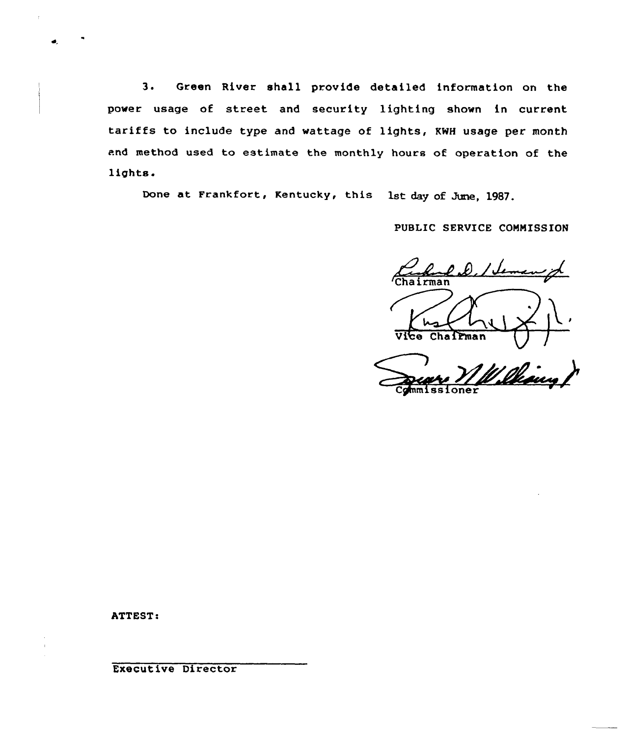3. Green River shall provide detailed information on the power usage of street and security lighting shown in current tariffs to include type and wattage of lights, KWH usage per month and method used to estimate the monthly hours of operation of the lights.

Done at Frankfort, Kentucky, this 1st day of June, 1987.

PUBLIC SERVICE COMMISSION

Chairman

Vice Chairman

Commissioner

ATTEST:

Executive Director